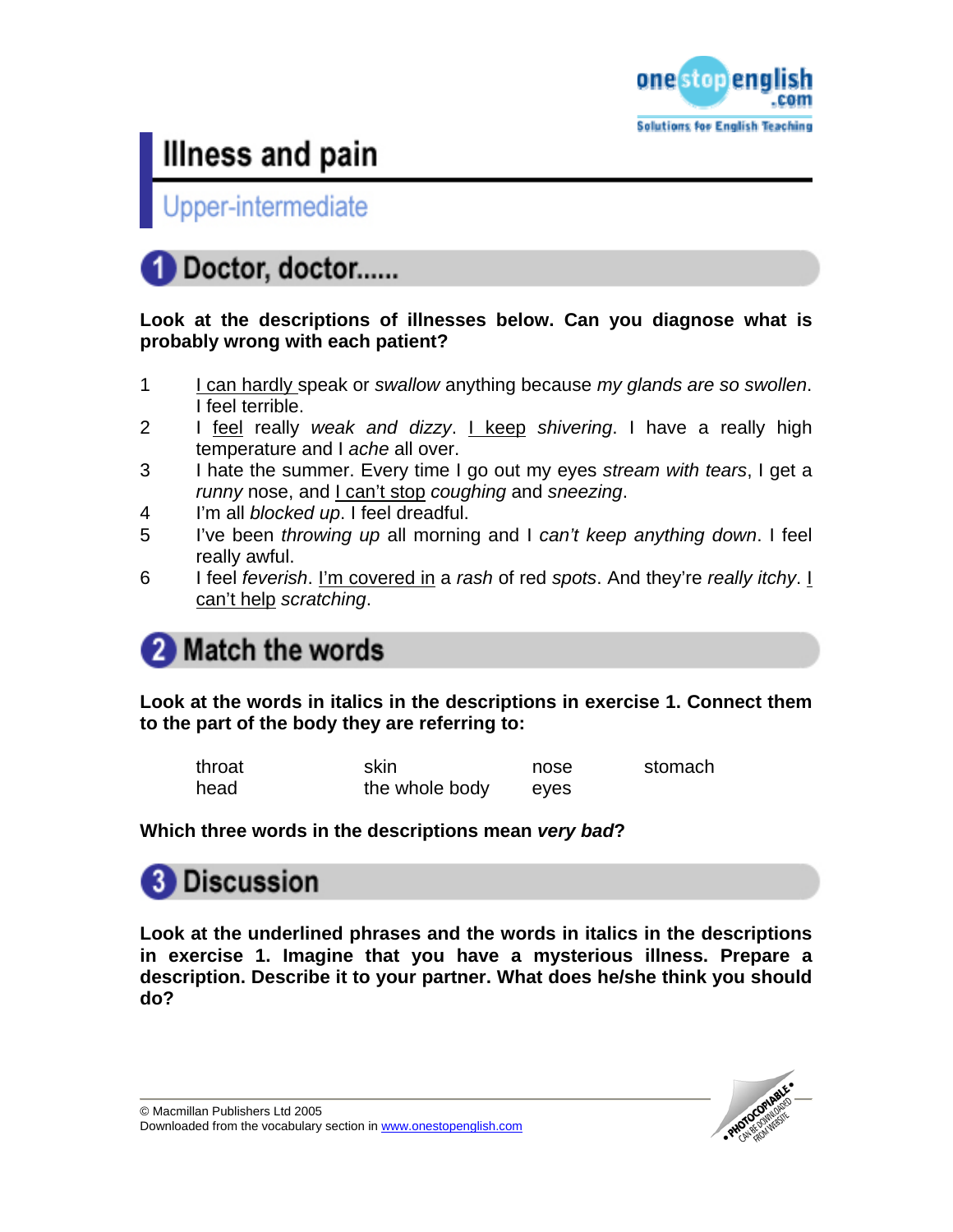# Illness and pain

## Upper-intermediate

## 1 Doctor, doctor......

**Look at the descriptions of illnesses below. Can you diagnose what is probably wrong with each patient?**

1. <u>I can hardly</u> speak or *swallow* anything because *my glands are so swollen*. I feel terrible.
2. I <u>feel</u> really *weak and dizzy*. <u>I keep</u> *shivering*. I have a really high temperature and I *ache* all over.
3. I hate the summer. Every time I go out my eyes *stream with tears*, I get a *runny* nose, and <u>I can't stop</u> *coughing* and *sneezing*.
4. I'm all *blocked up*. I feel dreadful.
5. I've been *throwing up* all morning and I *can't keep anything down*. I feel really awful.
6. I feel *feverish*. <u>I'm covered in</u> a *rash* of red *spots*. And they're *really itchy*. <u>I can't help</u> *scratching*.

## 2 Match the words

**Look at the words in italics in the descriptions in exercise 1. Connect them to the part of the body they are referring to:**

| | | | |
|---|---|---|---|
| throat | skin | nose | stomach |
| head | the whole body | eyes | |

**Which three words in the descriptions mean *very bad*?**

## 3 Discussion

**Look at the underlined phrases and the words in italics in the descriptions in exercise 1. Imagine that you have a mysterious illness. Prepare a description. Describe it to your partner. What does he/she think you should do?**

© Macmillan Publishers Ltd 2005
Downloaded from the vocabulary section in www.onestopenglish.com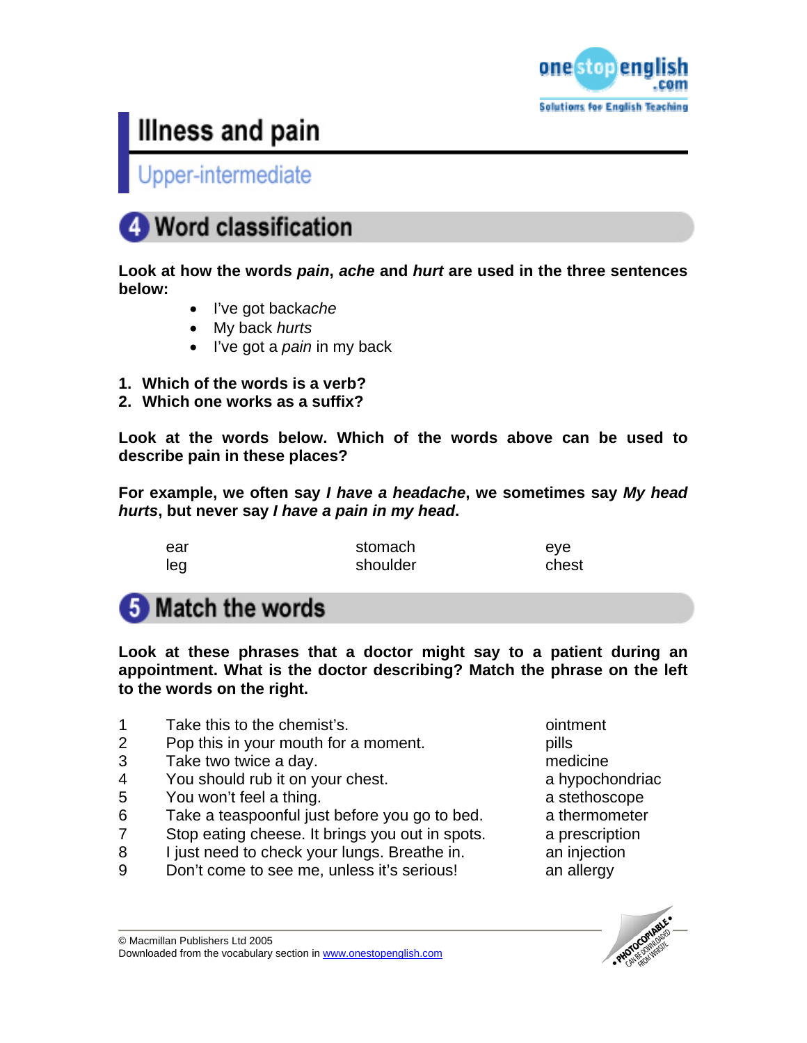# Illness and pain

## Upper-intermediate

## 4 Word classification

**Look at how the words *pain*, *ache* and *hurt* are used in the three sentences below:**

- I've got back*ache*
- My back *hurts*
- I've got a *pain* in my back

1. **Which of the words is a verb?**
2. **Which one works as a suffix?**

**Look at the words below. Which of the words above can be used to describe pain in these places?**

**For example, we often say *I have a headache*, we sometimes say *My head hurts*, but never say *I have a pain in my head*.**

| | | |
|---|---|---|
| ear | stomach | eye |
| leg | shoulder | chest |

## 5 Match the words

**Look at these phrases that a doctor might say to a patient during an appointment. What is the doctor describing? Match the phrase on the left to the words on the right.**

| | | |
|---|---|---|
| 1 | Take this to the chemist's. | ointment |
| 2 | Pop this in your mouth for a moment. | pills |
| 3 | Take two twice a day. | medicine |
| 4 | You should rub it on your chest. | a hypochondriac |
| 5 | You won't feel a thing. | a stethoscope |
| 6 | Take a teaspoonful just before you go to bed. | a thermometer |
| 7 | Stop eating cheese. It brings you out in spots. | a prescription |
| 8 | I just need to check your lungs. Breathe in. | an injection |
| 9 | Don't come to see me, unless it's serious! | an allergy |

© Macmillan Publishers Ltd 2005
Downloaded from the vocabulary section in www.onestopenglish.com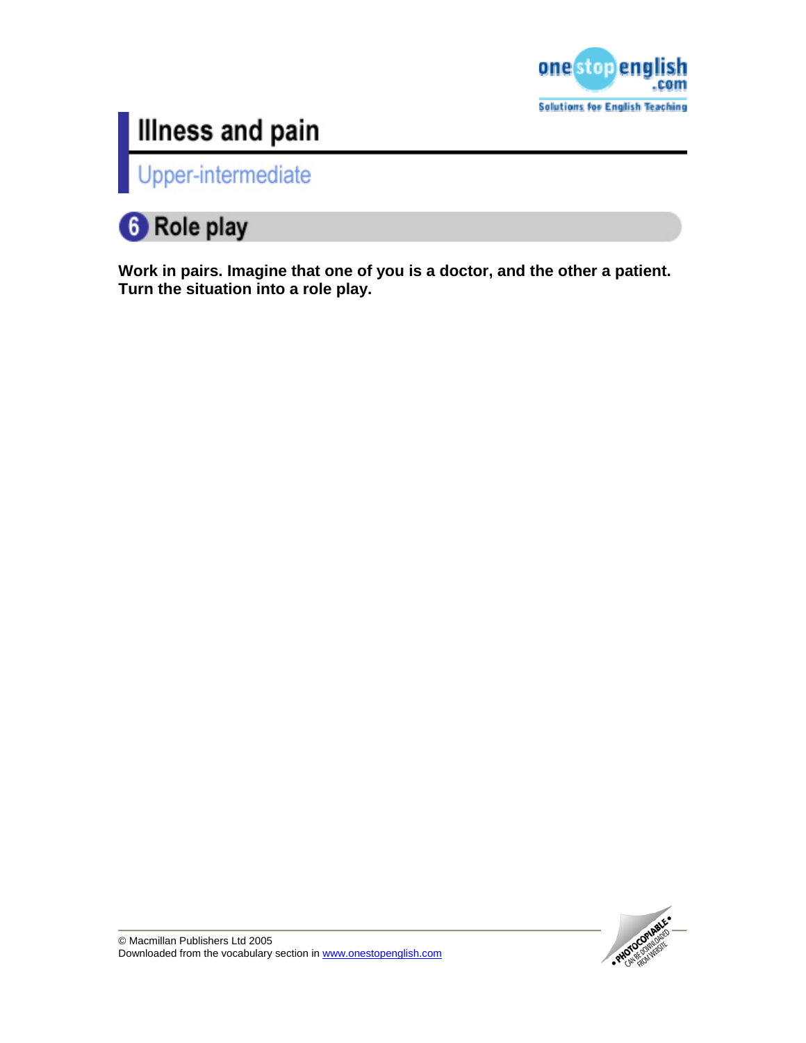# Illness and pain

## Upper-intermediate

### 6 Role play

**Work in pairs. Imagine that one of you is a doctor, and the other a patient. Turn the situation into a role play.**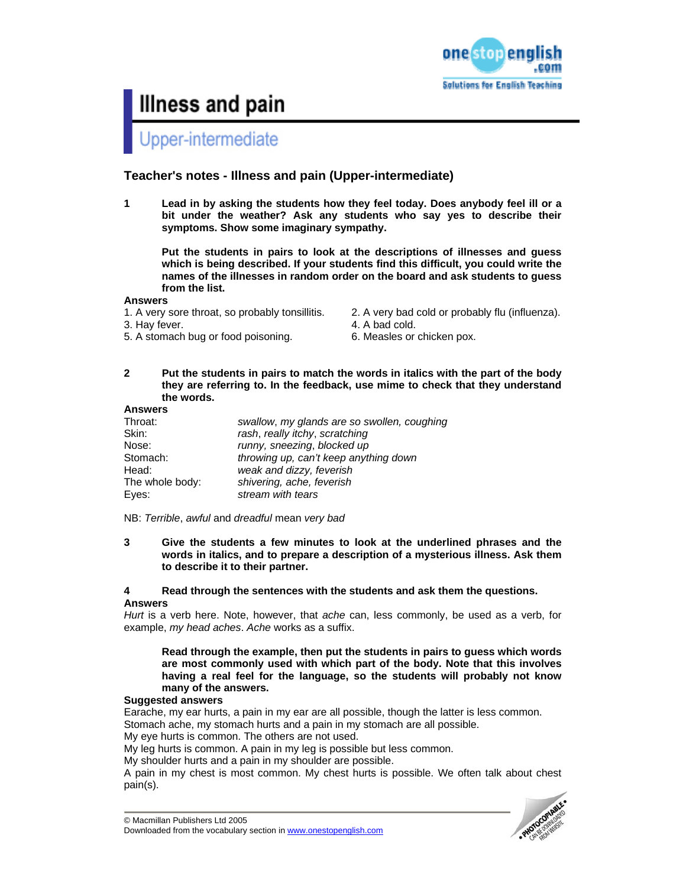# Illness and pain

## Upper-intermediate

### Teacher's notes - Illness and pain (Upper-intermediate)

**1** **Lead in by asking the students how they feel today. Does anybody feel ill or a bit under the weather? Ask any students who say yes to describe their symptoms. Show some imaginary sympathy.**

**Put the students in pairs to look at the descriptions of illnesses and guess which is being described. If your students find this difficult, you could write the names of the illnesses in random order on the board and ask students to guess from the list.**

**Answers**

1. A very sore throat, so probably tonsillitis.
2. A very bad cold or probably flu (influenza).
3. Hay fever.
4. A bad cold.
5. A stomach bug or food poisoning.
6. Measles or chicken pox.

**2** **Put the students in pairs to match the words in italics with the part of the body they are referring to. In the feedback, use mime to check that they understand the words.**

**Answers**

| | |
|---|---|
| Throat: | *swallow*, *my glands are so swollen, coughing* |
| Skin: | *rash*, *really itchy*, *scratching* |
| Nose: | *runny, sneezing*, *blocked up* |
| Stomach: | *throwing up, can't keep anything down* |
| Head: | *weak and dizzy, feverish* |
| The whole body: | *shivering, ache, feverish* |
| Eyes: | *stream with tears* |

NB: *Terrible*, *awful* and *dreadful* mean *very bad*

**3** **Give the students a few minutes to look at the underlined phrases and the words in italics, and to prepare a description of a mysterious illness. Ask them to describe it to their partner.**

**4** **Read through the sentences with the students and ask them the questions.**

**Answers**

*Hurt* is a verb here. Note, however, that *ache* can, less commonly, be used as a verb, for example, *my head aches*. *Ache* works as a suffix.

**Read through the example, then put the students in pairs to guess which words are most commonly used with which part of the body. Note that this involves having a real feel for the language, so the students will probably not know many of the answers.**

**Suggested answers**

Earache, my ear hurts, a pain in my ear are all possible, though the latter is less common.
Stomach ache, my stomach hurts and a pain in my stomach are all possible.
My eye hurts is common. The others are not used.
My leg hurts is common. A pain in my leg is possible but less common.
My shoulder hurts and a pain in my shoulder are possible.
A pain in my chest is most common. My chest hurts is possible. We often talk about chest pain(s).

© Macmillan Publishers Ltd 2005
Downloaded from the vocabulary section in www.onestopenglish.com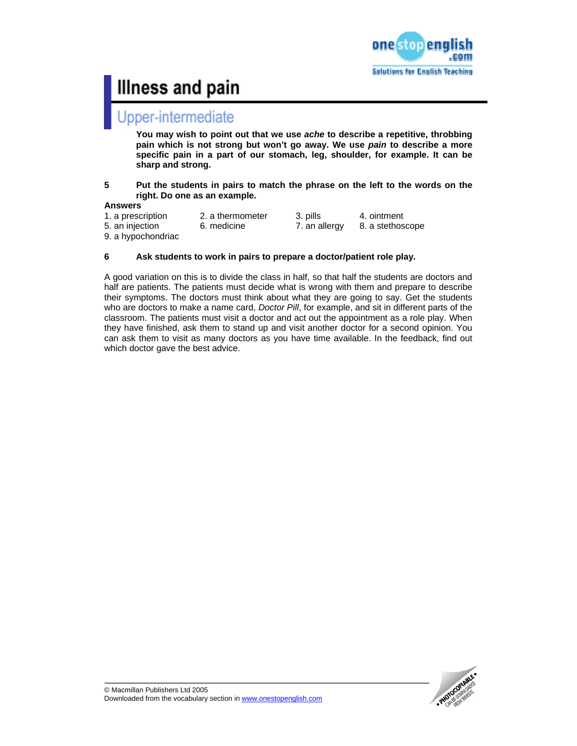# Illness and pain

## Upper-intermediate

**You may wish to point out that we use *ache* to describe a repetitive, throbbing pain which is not strong but won't go away. We use *pain* to describe a more specific pain in a part of our stomach, leg, shoulder, for example. It can be sharp and strong.**

**5 Put the students in pairs to match the phrase on the left to the words on the right. Do one as an example.**

**Answers**

| | | | |
|---|---|---|---|
| 1. a prescription | 2. a thermometer | 3. pills | 4. ointment |
| 5. an injection | 6. medicine | 7. an allergy | 8. a stethoscope |
| 9. a hypochondriac | | | |

**6 Ask students to work in pairs to prepare a doctor/patient role play.**

A good variation on this is to divide the class in half, so that half the students are doctors and half are patients. The patients must decide what is wrong with them and prepare to describe their symptoms. The doctors must think about what they are going to say. Get the students who are doctors to make a name card, *Doctor Pill*, for example, and sit in different parts of the classroom. The patients must visit a doctor and act out the appointment as a role play. When they have finished, ask them to stand up and visit another doctor for a second opinion. You can ask them to visit as many doctors as you have time available. In the feedback, find out which doctor gave the best advice.